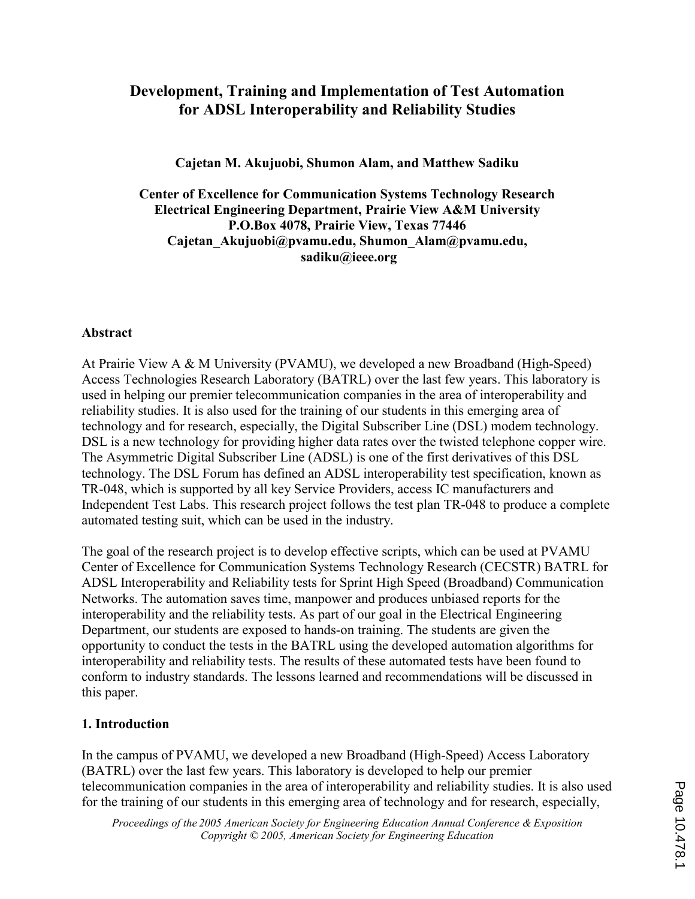# Development, Training and Implementation of Test Automation for ADSL Interoperability and Reliability Studies

**Cajetan M. Akujuobi, Shumon Alam, and Matthew Sadiku**

**Center of Excellence for Communication Systems Technology Research**
**Electrical Engineering Department, Prairie View A&M University**
**P.O.Box 4078, Prairie View, Texas 77446**
**Cajetan_Akujuobi@pvamu.edu, Shumon_Alam@pvamu.edu, sadiku@ieee.org**

## Abstract

At Prairie View A & M University (PVAMU), we developed a new Broadband (High-Speed) Access Technologies Research Laboratory (BATRL) over the last few years. This laboratory is used in helping our premier telecommunication companies in the area of interoperability and reliability studies. It is also used for the training of our students in this emerging area of technology and for research, especially, the Digital Subscriber Line (DSL) modem technology. DSL is a new technology for providing higher data rates over the twisted telephone copper wire. The Asymmetric Digital Subscriber Line (ADSL) is one of the first derivatives of this DSL technology. The DSL Forum has defined an ADSL interoperability test specification, known as TR-048, which is supported by all key Service Providers, access IC manufacturers and Independent Test Labs. This research project follows the test plan TR-048 to produce a complete automated testing suit, which can be used in the industry.

The goal of the research project is to develop effective scripts, which can be used at PVAMU Center of Excellence for Communication Systems Technology Research (CECSTR) BATRL for ADSL Interoperability and Reliability tests for Sprint High Speed (Broadband) Communication Networks. The automation saves time, manpower and produces unbiased reports for the interoperability and the reliability tests. As part of our goal in the Electrical Engineering Department, our students are exposed to hands-on training. The students are given the opportunity to conduct the tests in the BATRL using the developed automation algorithms for interoperability and reliability tests. The results of these automated tests have been found to conform to industry standards. The lessons learned and recommendations will be discussed in this paper.

## 1. Introduction

In the campus of PVAMU, we developed a new Broadband (High-Speed) Access Laboratory (BATRL) over the last few years. This laboratory is developed to help our premier telecommunication companies in the area of interoperability and reliability studies. It is also used for the training of our students in this emerging area of technology and for research, especially,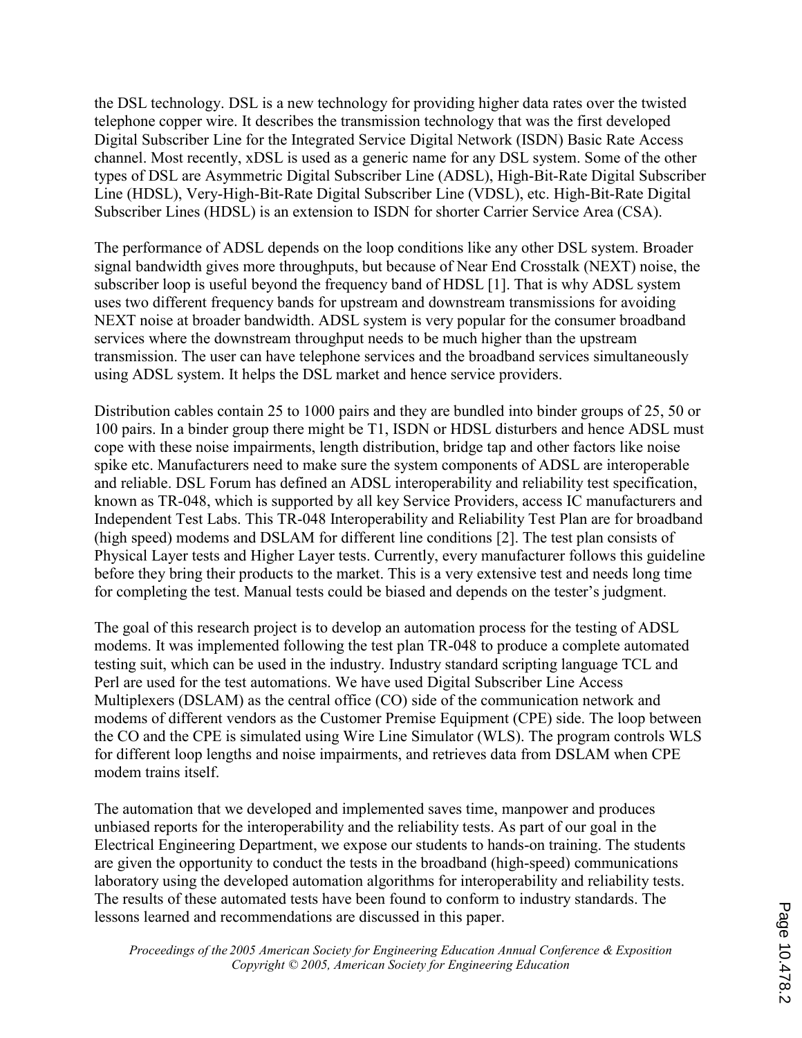the DSL technology. DSL is a new technology for providing higher data rates over the twisted telephone copper wire. It describes the transmission technology that was the first developed Digital Subscriber Line for the Integrated Service Digital Network (ISDN) Basic Rate Access channel. Most recently, xDSL is used as a generic name for any DSL system. Some of the other types of DSL are Asymmetric Digital Subscriber Line (ADSL), High-Bit-Rate Digital Subscriber Line (HDSL), Very-High-Bit-Rate Digital Subscriber Line (VDSL), etc. High-Bit-Rate Digital Subscriber Lines (HDSL) is an extension to ISDN for shorter Carrier Service Area (CSA).

The performance of ADSL depends on the loop conditions like any other DSL system. Broader signal bandwidth gives more throughputs, but because of Near End Crosstalk (NEXT) noise, the subscriber loop is useful beyond the frequency band of HDSL [1]. That is why ADSL system uses two different frequency bands for upstream and downstream transmissions for avoiding NEXT noise at broader bandwidth. ADSL system is very popular for the consumer broadband services where the downstream throughput needs to be much higher than the upstream transmission. The user can have telephone services and the broadband services simultaneously using ADSL system. It helps the DSL market and hence service providers.

Distribution cables contain 25 to 1000 pairs and they are bundled into binder groups of 25, 50 or 100 pairs. In a binder group there might be T1, ISDN or HDSL disturbers and hence ADSL must cope with these noise impairments, length distribution, bridge tap and other factors like noise spike etc. Manufacturers need to make sure the system components of ADSL are interoperable and reliable. DSL Forum has defined an ADSL interoperability and reliability test specification, known as TR-048, which is supported by all key Service Providers, access IC manufacturers and Independent Test Labs. This TR-048 Interoperability and Reliability Test Plan are for broadband (high speed) modems and DSLAM for different line conditions [2]. The test plan consists of Physical Layer tests and Higher Layer tests. Currently, every manufacturer follows this guideline before they bring their products to the market. This is a very extensive test and needs long time for completing the test. Manual tests could be biased and depends on the tester's judgment.

The goal of this research project is to develop an automation process for the testing of ADSL modems. It was implemented following the test plan TR-048 to produce a complete automated testing suit, which can be used in the industry. Industry standard scripting language TCL and Perl are used for the test automations. We have used Digital Subscriber Line Access Multiplexers (DSLAM) as the central office (CO) side of the communication network and modems of different vendors as the Customer Premise Equipment (CPE) side. The loop between the CO and the CPE is simulated using Wire Line Simulator (WLS). The program controls WLS for different loop lengths and noise impairments, and retrieves data from DSLAM when CPE modem trains itself.

The automation that we developed and implemented saves time, manpower and produces unbiased reports for the interoperability and the reliability tests. As part of our goal in the Electrical Engineering Department, we expose our students to hands-on training. The students are given the opportunity to conduct the tests in the broadband (high-speed) communications laboratory using the developed automation algorithms for interoperability and reliability tests. The results of these automated tests have been found to conform to industry standards. The lessons learned and recommendations are discussed in this paper.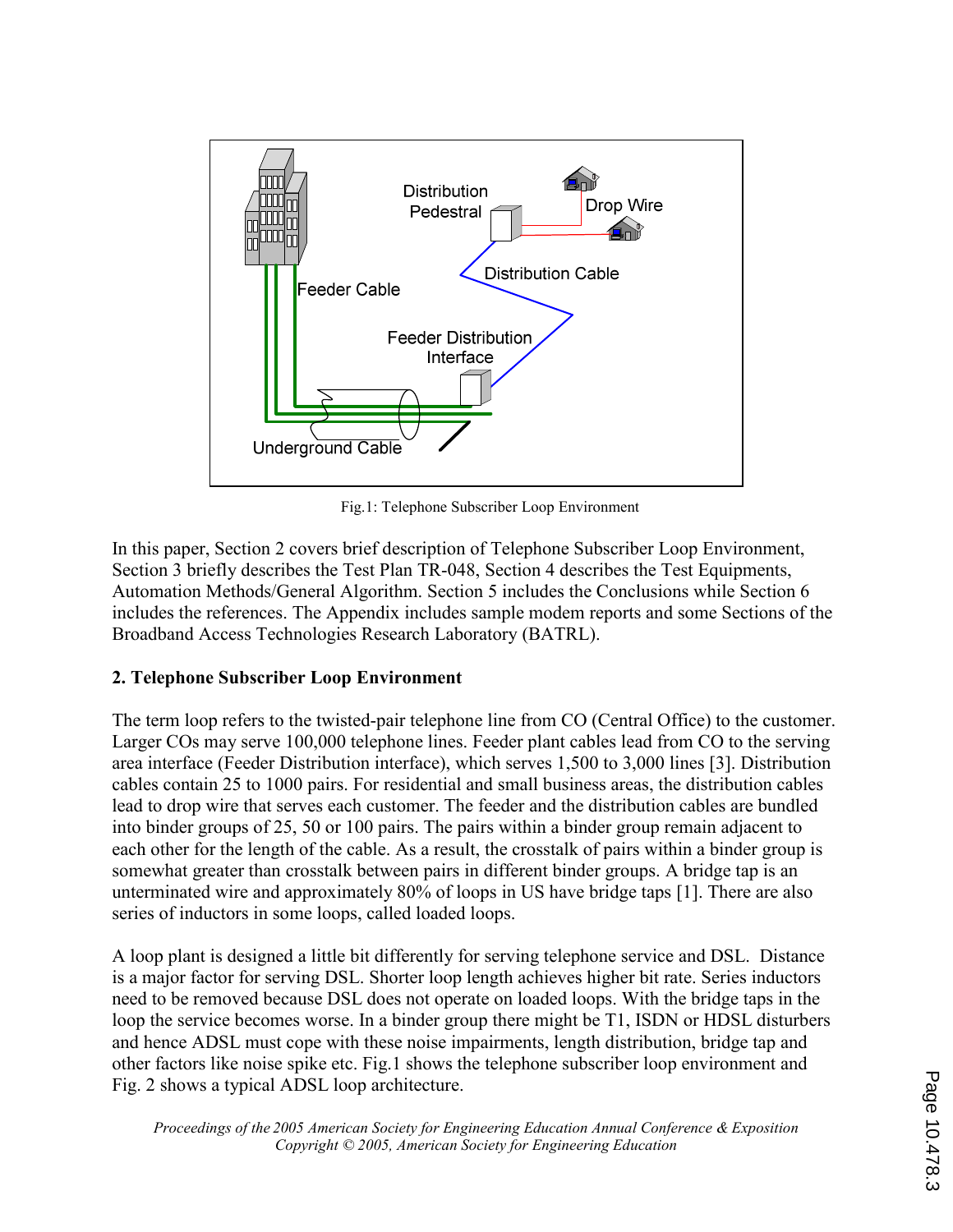Fig.1: Telephone Subscriber Loop Environment

In this paper, Section 2 covers brief description of Telephone Subscriber Loop Environment, Section 3 briefly describes the Test Plan TR-048, Section 4 describes the Test Equipments, Automation Methods/General Algorithm. Section 5 includes the Conclusions while Section 6 includes the references. The Appendix includes sample modem reports and some Sections of the Broadband Access Technologies Research Laboratory (BATRL).

## 2. Telephone Subscriber Loop Environment

The term loop refers to the twisted-pair telephone line from CO (Central Office) to the customer. Larger COs may serve 100,000 telephone lines. Feeder plant cables lead from CO to the serving area interface (Feeder Distribution interface), which serves 1,500 to 3,000 lines [3]. Distribution cables contain 25 to 1000 pairs. For residential and small business areas, the distribution cables lead to drop wire that serves each customer. The feeder and the distribution cables are bundled into binder groups of 25, 50 or 100 pairs. The pairs within a binder group remain adjacent to each other for the length of the cable. As a result, the crosstalk of pairs within a binder group is somewhat greater than crosstalk between pairs in different binder groups. A bridge tap is an unterminated wire and approximately 80% of loops in US have bridge taps [1]. There are also series of inductors in some loops, called loaded loops.

A loop plant is designed a little bit differently for serving telephone service and DSL. Distance is a major factor for serving DSL. Shorter loop length achieves higher bit rate. Series inductors need to be removed because DSL does not operate on loaded loops. With the bridge taps in the loop the service becomes worse. In a binder group there might be T1, ISDN or HDSL disturbers and hence ADSL must cope with these noise impairments, length distribution, bridge tap and other factors like noise spike etc. Fig.1 shows the telephone subscriber loop environment and Fig. 2 shows a typical ADSL loop architecture.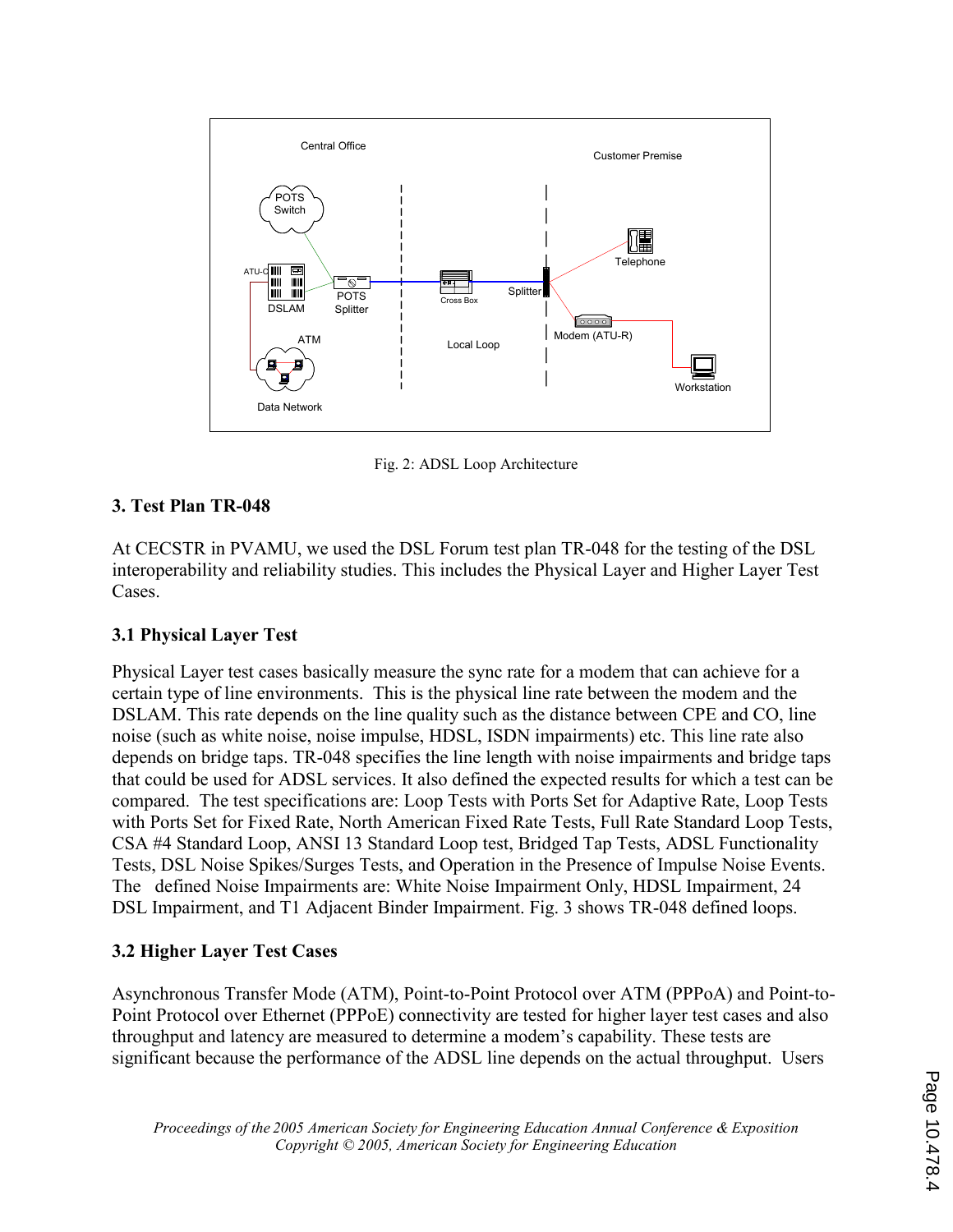Fig. 2: ADSL Loop Architecture

## 3. Test Plan TR-048

At CECSTR in PVAMU, we used the DSL Forum test plan TR-048 for the testing of the DSL interoperability and reliability studies. This includes the Physical Layer and Higher Layer Test Cases.

### 3.1 Physical Layer Test

Physical Layer test cases basically measure the sync rate for a modem that can achieve for a certain type of line environments. This is the physical line rate between the modem and the DSLAM. This rate depends on the line quality such as the distance between CPE and CO, line noise (such as white noise, noise impulse, HDSL, ISDN impairments) etc. This line rate also depends on bridge taps. TR-048 specifies the line length with noise impairments and bridge taps that could be used for ADSL services. It also defined the expected results for which a test can be compared. The test specifications are: Loop Tests with Ports Set for Adaptive Rate, Loop Tests with Ports Set for Fixed Rate, North American Fixed Rate Tests, Full Rate Standard Loop Tests, CSA #4 Standard Loop, ANSI 13 Standard Loop test, Bridged Tap Tests, ADSL Functionality Tests, DSL Noise Spikes/Surges Tests, and Operation in the Presence of Impulse Noise Events. The defined Noise Impairments are: White Noise Impairment Only, HDSL Impairment, 24 DSL Impairment, and T1 Adjacent Binder Impairment. Fig. 3 shows TR-048 defined loops.

### 3.2 Higher Layer Test Cases

Asynchronous Transfer Mode (ATM), Point-to-Point Protocol over ATM (PPPoA) and Point-to-Point Protocol over Ethernet (PPPoE) connectivity are tested for higher layer test cases and also throughput and latency are measured to determine a modem's capability. These tests are significant because the performance of the ADSL line depends on the actual throughput. Users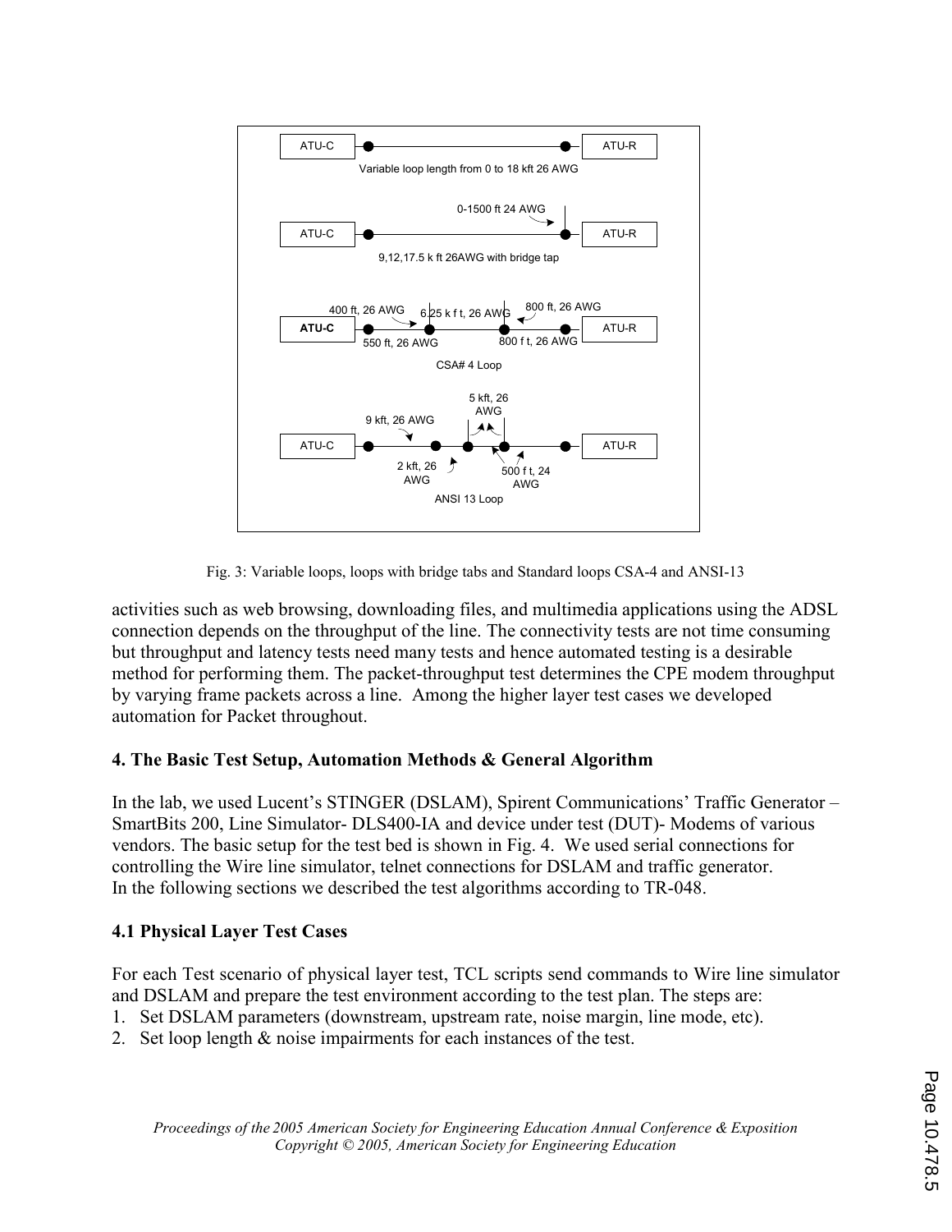ATU-C — Variable loop length from 0 to 18 kft 26 AWG — ATU-R

ATU-C — 9,12,17.5 k ft 26AWG with bridge tap (0-1500 ft 24 AWG) — ATU-R

ATU-C — 400 ft, 26 AWG; 550 ft, 26 AWG; 6.25 k f t, 26 AWG; 800 ft, 26 AWG; 800 f t, 26 AWG — ATU-R
CSA# 4 Loop

ATU-C — 9 kft, 26 AWG; 2 kft, 26 AWG; 5 kft, 26 AWG; 500 f t, 24 AWG — ATU-R
ANSI 13 Loop

Fig. 3: Variable loops, loops with bridge tabs and Standard loops CSA-4 and ANSI-13

activities such as web browsing, downloading files, and multimedia applications using the ADSL connection depends on the throughput of the line. The connectivity tests are not time consuming but throughput and latency tests need many tests and hence automated testing is a desirable method for performing them. The packet-throughput test determines the CPE modem throughput by varying frame packets across a line. Among the higher layer test cases we developed automation for Packet throughout.

## 4. The Basic Test Setup, Automation Methods & General Algorithm

In the lab, we used Lucent's STINGER (DSLAM), Spirent Communications' Traffic Generator – SmartBits 200, Line Simulator- DLS400-IA and device under test (DUT)- Modems of various vendors. The basic setup for the test bed is shown in Fig. 4. We used serial connections for controlling the Wire line simulator, telnet connections for DSLAM and traffic generator.
In the following sections we described the test algorithms according to TR-048.

### 4.1 Physical Layer Test Cases

For each Test scenario of physical layer test, TCL scripts send commands to Wire line simulator and DSLAM and prepare the test environment according to the test plan. The steps are:

1. Set DSLAM parameters (downstream, upstream rate, noise margin, line mode, etc).
2. Set loop length & noise impairments for each instances of the test.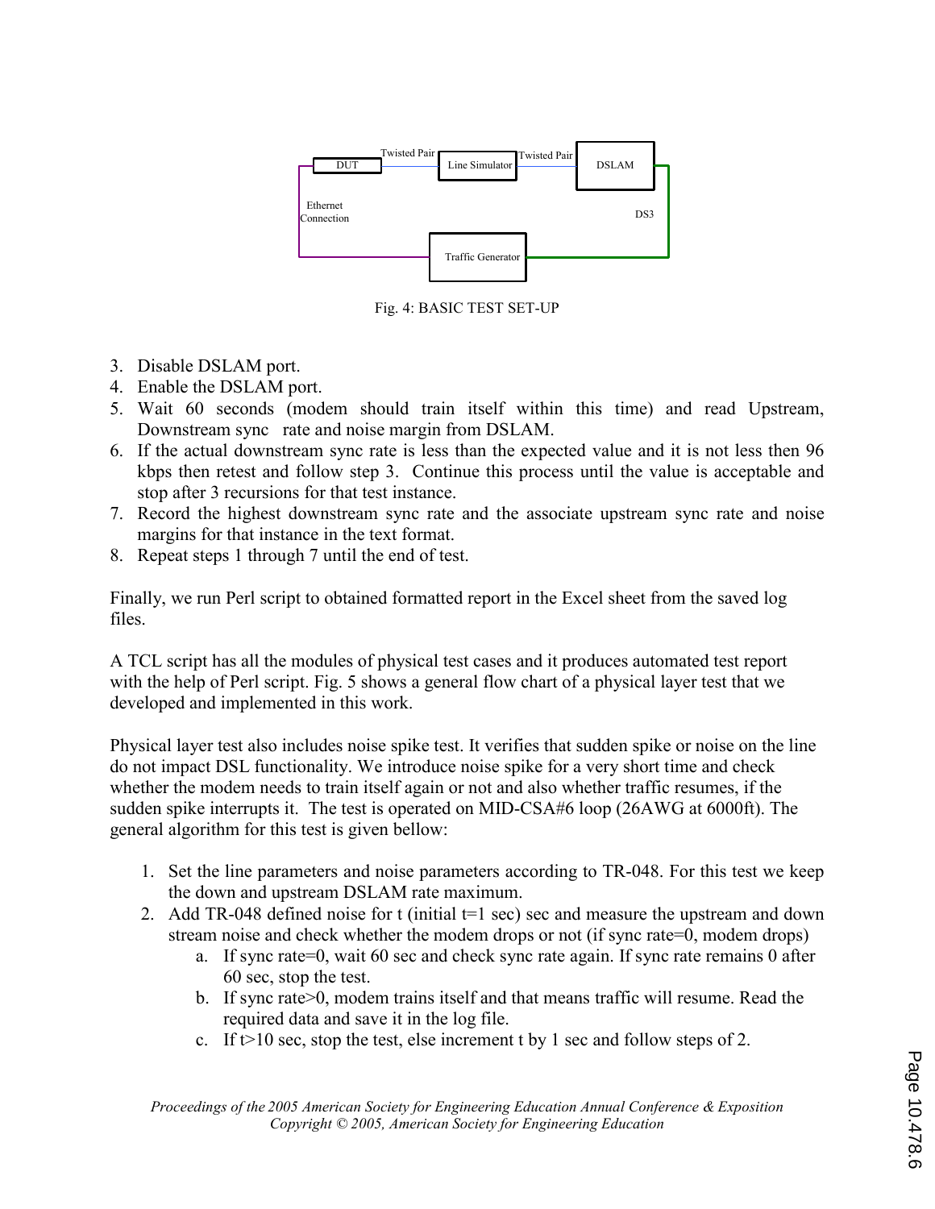Fig. 4: BASIC TEST SET-UP

3. Disable DSLAM port.
4. Enable the DSLAM port.
5. Wait 60 seconds (modem should train itself within this time) and read Upstream, Downstream sync rate and noise margin from DSLAM.
6. If the actual downstream sync rate is less than the expected value and it is not less then 96 kbps then retest and follow step 3. Continue this process until the value is acceptable and stop after 3 recursions for that test instance.
7. Record the highest downstream sync rate and the associate upstream sync rate and noise margins for that instance in the text format.
8. Repeat steps 1 through 7 until the end of test.

Finally, we run Perl script to obtained formatted report in the Excel sheet from the saved log files.

A TCL script has all the modules of physical test cases and it produces automated test report with the help of Perl script. Fig. 5 shows a general flow chart of a physical layer test that we developed and implemented in this work.

Physical layer test also includes noise spike test. It verifies that sudden spike or noise on the line do not impact DSL functionality. We introduce noise spike for a very short time and check whether the modem needs to train itself again or not and also whether traffic resumes, if the sudden spike interrupts it. The test is operated on MID-CSA#6 loop (26AWG at 6000ft). The general algorithm for this test is given bellow:

1. Set the line parameters and noise parameters according to TR-048. For this test we keep the down and upstream DSLAM rate maximum.
2. Add TR-048 defined noise for t (initial t=1 sec) sec and measure the upstream and down stream noise and check whether the modem drops or not (if sync rate=0, modem drops)
   a. If sync rate=0, wait 60 sec and check sync rate again. If sync rate remains 0 after 60 sec, stop the test.
   b. If sync rate>0, modem trains itself and that means traffic will resume. Read the required data and save it in the log file.
   c. If t>10 sec, stop the test, else increment t by 1 sec and follow steps of 2.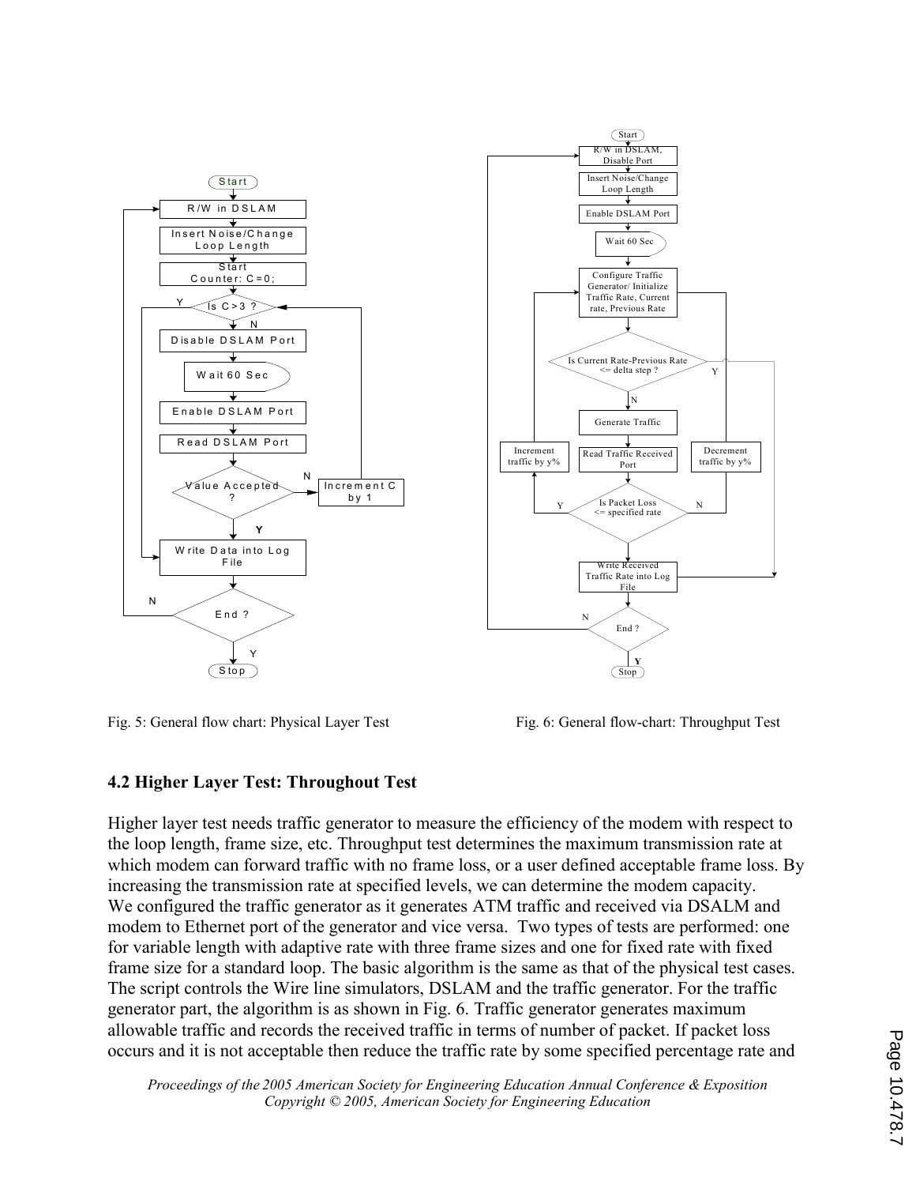Fig. 5: General flow chart: Physical Layer Test

Fig. 6: General flow-chart: Throughput Test

### 4.2 Higher Layer Test: Throughout Test

Higher layer test needs traffic generator to measure the efficiency of the modem with respect to the loop length, frame size, etc. Throughput test determines the maximum transmission rate at which modem can forward traffic with no frame loss, or a user defined acceptable frame loss. By increasing the transmission rate at specified levels, we can determine the modem capacity. We configured the traffic generator as it generates ATM traffic and received via DSALM and modem to Ethernet port of the generator and vice versa. Two types of tests are performed: one for variable length with adaptive rate with three frame sizes and one for fixed rate with fixed frame size for a standard loop. The basic algorithm is the same as that of the physical test cases. The script controls the Wire line simulators, DSLAM and the traffic generator. For the traffic generator part, the algorithm is as shown in Fig. 6. Traffic generator generates maximum allowable traffic and records the received traffic in terms of number of packet. If packet loss occurs and it is not acceptable then reduce the traffic rate by some specified percentage rate and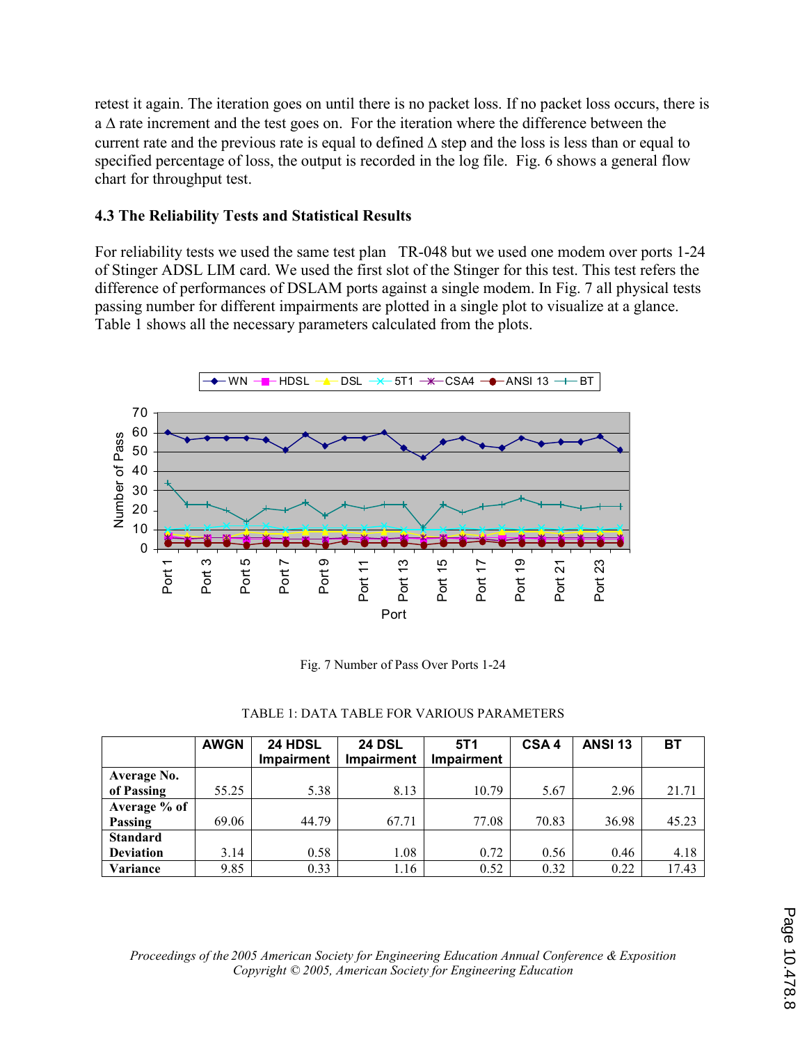retest it again. The iteration goes on until there is no packet loss. If no packet loss occurs, there is a Δ rate increment and the test goes on. For the iteration where the difference between the current rate and the previous rate is equal to defined Δ step and the loss is less than or equal to specified percentage of loss, the output is recorded in the log file. Fig. 6 shows a general flow chart for throughput test.

### 4.3 The Reliability Tests and Statistical Results

For reliability tests we used the same test plan TR-048 but we used one modem over ports 1-24 of Stinger ADSL LIM card. We used the first slot of the Stinger for this test. This test refers the difference of performances of DSLAM ports against a single modem. In Fig. 7 all physical tests passing number for different impairments are plotted in a single plot to visualize at a glance. Table 1 shows all the necessary parameters calculated from the plots.

Fig. 7 Number of Pass Over Ports 1-24

TABLE 1: DATA TABLE FOR VARIOUS PARAMETERS

| | AWGN | 24 HDSL Impairment | 24 DSL Impairment | 5T1 Impairment | CSA 4 | ANSI 13 | BT |
|---|---|---|---|---|---|---|---|
| **Average No. of Passing** | 55.25 | 5.38 | 8.13 | 10.79 | 5.67 | 2.96 | 21.71 |
| **Average % of Passing** | 69.06 | 44.79 | 67.71 | 77.08 | 70.83 | 36.98 | 45.23 |
| **Standard Deviation** | 3.14 | 0.58 | 1.08 | 0.72 | 0.56 | 0.46 | 4.18 |
| **Variance** | 9.85 | 0.33 | 1.16 | 0.52 | 0.32 | 0.22 | 17.43 |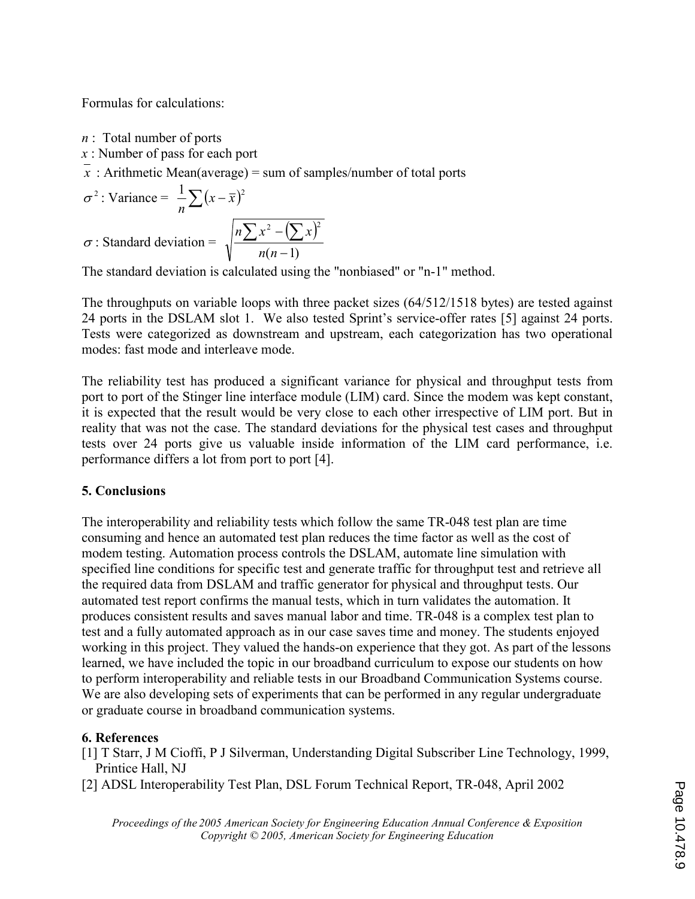Formulas for calculations:

$n$ : Total number of ports
$x$ : Number of pass for each port
$\bar{x}$ : Arithmetic Mean(average) = sum of samples/number of total ports
$\sigma^2$ : Variance = $\frac{1}{n}\sum\left(x-\bar{x}\right)^2$
$\sigma$ : Standard deviation = $\sqrt{\frac{n\sum x^2-\left(\sum x\right)^2}{n(n-1)}}$

The standard deviation is calculated using the "nonbiased" or "n-1" method.

The throughputs on variable loops with three packet sizes (64/512/1518 bytes) are tested against 24 ports in the DSLAM slot 1. We also tested Sprint's service-offer rates [5] against 24 ports. Tests were categorized as downstream and upstream, each categorization has two operational modes: fast mode and interleave mode.

The reliability test has produced a significant variance for physical and throughput tests from port to port of the Stinger line interface module (LIM) card. Since the modem was kept constant, it is expected that the result would be very close to each other irrespective of LIM port. But in reality that was not the case. The standard deviations for the physical test cases and throughput tests over 24 ports give us valuable inside information of the LIM card performance, i.e. performance differs a lot from port to port [4].

## 5. Conclusions

The interoperability and reliability tests which follow the same TR-048 test plan are time consuming and hence an automated test plan reduces the time factor as well as the cost of modem testing. Automation process controls the DSLAM, automate line simulation with specified line conditions for specific test and generate traffic for throughput test and retrieve all the required data from DSLAM and traffic generator for physical and throughput tests. Our automated test report confirms the manual tests, which in turn validates the automation. It produces consistent results and saves manual labor and time. TR-048 is a complex test plan to test and a fully automated approach as in our case saves time and money. The students enjoyed working in this project. They valued the hands-on experience that they got. As part of the lessons learned, we have included the topic in our broadband curriculum to expose our students on how to perform interoperability and reliable tests in our Broadband Communication Systems course. We are also developing sets of experiments that can be performed in any regular undergraduate or graduate course in broadband communication systems.

## 6. References

[1] T Starr, J M Cioffi, P J Silverman, Understanding Digital Subscriber Line Technology, 1999, Printice Hall, NJ

[2] ADSL Interoperability Test Plan, DSL Forum Technical Report, TR-048, April 2002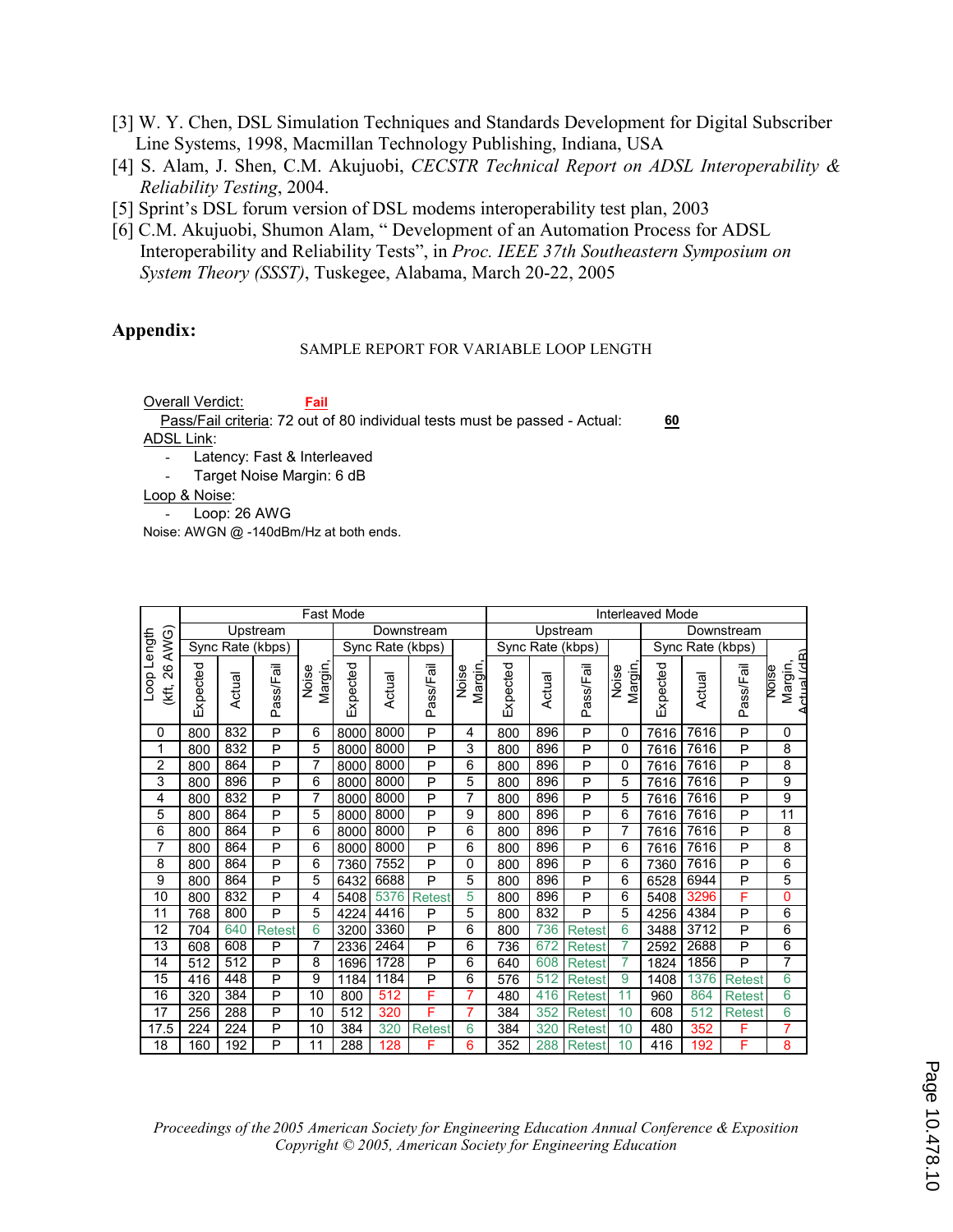[3] W. Y. Chen, DSL Simulation Techniques and Standards Development for Digital Subscriber Line Systems, 1998, Macmillan Technology Publishing, Indiana, USA

[4] S. Alam, J. Shen, C.M. Akujuobi, *CECSTR Technical Report on ADSL Interoperability & Reliability Testing*, 2004.

[5] Sprint's DSL forum version of DSL modems interoperability test plan, 2003

[6] C.M. Akujuobi, Shumon Alam, " Development of an Automation Process for ADSL Interoperability and Reliability Tests", in *Proc. IEEE 37th Southeastern Symposium on System Theory (SSST)*, Tuskegee, Alabama, March 20-22, 2005

## Appendix:

SAMPLE REPORT FOR VARIABLE LOOP LENGTH

Overall Verdict: **Fail**

Pass/Fail criteria: 72 out of 80 individual tests must be passed - Actual: **60**

ADSL Link:

- Latency: Fast & Interleaved
- Target Noise Margin: 6 dB

Loop & Noise:

- Loop: 26 AWG

Noise: AWGN @ -140dBm/Hz at both ends.

| Loop Length (kft, 26 AWG) | Fast Mode | | | | | | | | Interleaved Mode | | | | | | | |
|---|---|---|---|---|---|---|---|---|---|---|---|---|---|---|---|---|
| | Upstream | | | | Downstream | | | | Upstream | | | | Downstream | | | |
| | Sync Rate (kbps) | | | | Sync Rate (kbps) | | | | Sync Rate (kbps) | | | | Sync Rate (kbps) | | | |
| | Expected | Actual | Pass/Fail | Noise Margin, | Expected | Actual | Pass/Fail | Noise Margin, | Expected | Actual | Pass/Fail | Noise Margin, | Expected | Actual | Pass/Fail | Noise Margin, Actual (dB) |
| 0 | 800 | 832 | P | 6 | 8000 | 8000 | P | 4 | 800 | 896 | P | 0 | 7616 | 7616 | P | 0 |
| 1 | 800 | 832 | P | 5 | 8000 | 8000 | P | 3 | 800 | 896 | P | 0 | 7616 | 7616 | P | 8 |
| 2 | 800 | 864 | P | 7 | 8000 | 8000 | P | 6 | 800 | 896 | P | 0 | 7616 | 7616 | P | 8 |
| 3 | 800 | 896 | P | 6 | 8000 | 8000 | P | 5 | 800 | 896 | P | 5 | 7616 | 7616 | P | 9 |
| 4 | 800 | 832 | P | 7 | 8000 | 8000 | P | 7 | 800 | 896 | P | 5 | 7616 | 7616 | P | 9 |
| 5 | 800 | 864 | P | 5 | 8000 | 8000 | P | 9 | 800 | 896 | P | 6 | 7616 | 7616 | P | 11 |
| 6 | 800 | 864 | P | 6 | 8000 | 8000 | P | 6 | 800 | 896 | P | 7 | 7616 | 7616 | P | 8 |
| 7 | 800 | 864 | P | 6 | 8000 | 8000 | P | 6 | 800 | 896 | P | 6 | 7616 | 7616 | P | 8 |
| 8 | 800 | 864 | P | 6 | 7360 | 7552 | P | 0 | 800 | 896 | P | 6 | 7360 | 7616 | P | 6 |
| 9 | 800 | 864 | P | 5 | 6432 | 6688 | P | 5 | 800 | 896 | P | 6 | 6528 | 6944 | P | 5 |
| 10 | 800 | 832 | P | 4 | 5408 | 5376 | Retest | 5 | 800 | 896 | P | 6 | 5408 | 3296 | F | 0 |
| 11 | 768 | 800 | P | 5 | 4224 | 4416 | P | 5 | 800 | 832 | P | 5 | 4256 | 4384 | P | 6 |
| 12 | 704 | 640 | Retest | 6 | 3200 | 3360 | P | 6 | 800 | 736 | Retest | 6 | 3488 | 3712 | P | 6 |
| 13 | 608 | 608 | P | 7 | 2336 | 2464 | P | 6 | 736 | 672 | Retest | 7 | 2592 | 2688 | P | 6 |
| 14 | 512 | 512 | P | 8 | 1696 | 1728 | P | 6 | 640 | 608 | Retest | 7 | 1824 | 1856 | P | 7 |
| 15 | 416 | 448 | P | 9 | 1184 | 1184 | P | 6 | 576 | 512 | Retest | 9 | 1408 | 1376 | Retest | 6 |
| 16 | 320 | 384 | P | 10 | 800 | 512 | F | 7 | 480 | 416 | Retest | 11 | 960 | 864 | Retest | 6 |
| 17 | 256 | 288 | P | 10 | 512 | 320 | F | 7 | 384 | 352 | Retest | 10 | 608 | 512 | Retest | 6 |
| 17.5 | 224 | 224 | P | 10 | 384 | 320 | Retest | 6 | 384 | 320 | Retest | 10 | 480 | 352 | F | 7 |
| 18 | 160 | 192 | P | 11 | 288 | 128 | F | 6 | 352 | 288 | Retest | 10 | 416 | 192 | F | 8 |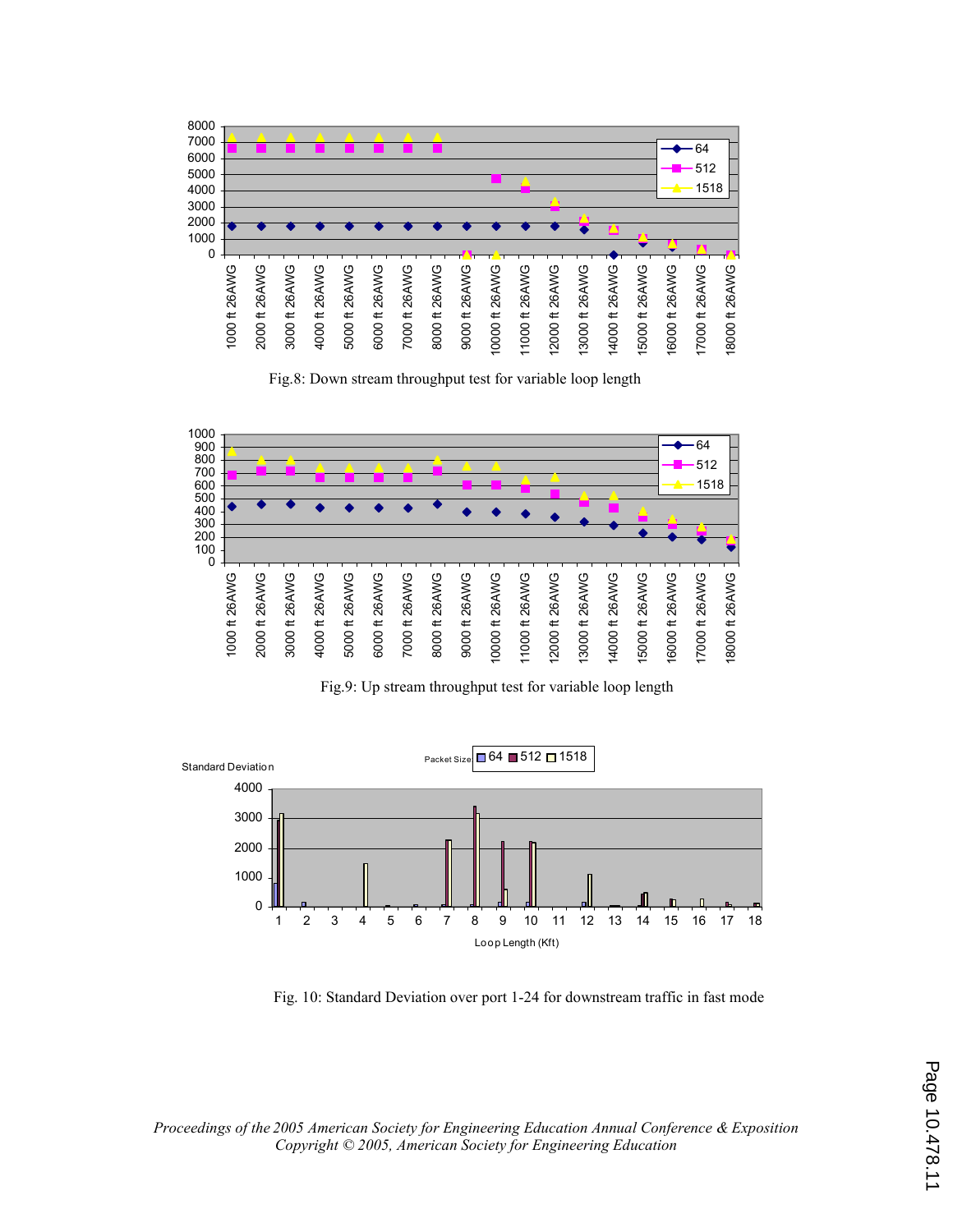Fig.8: Down stream throughput test for variable loop length

Fig.9: Up stream throughput test for variable loop length

Fig. 10: Standard Deviation over port 1-24 for downstream traffic in fast mode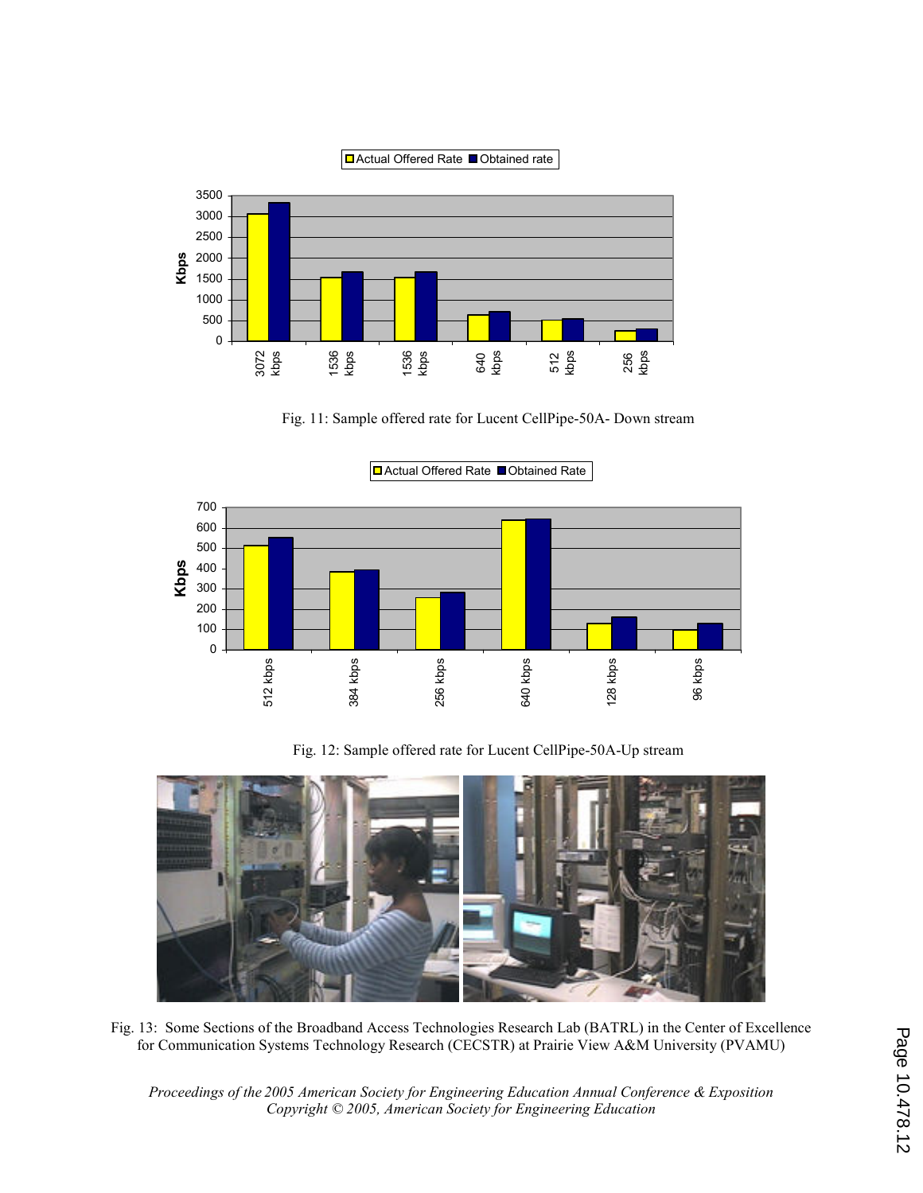Fig. 11: Sample offered rate for Lucent CellPipe-50A- Down stream

Fig. 12: Sample offered rate for Lucent CellPipe-50A-Up stream

Fig. 13: Some Sections of the Broadband Access Technologies Research Lab (BATRL) in the Center of Excellence for Communication Systems Technology Research (CECSTR) at Prairie View A&M University (PVAMU)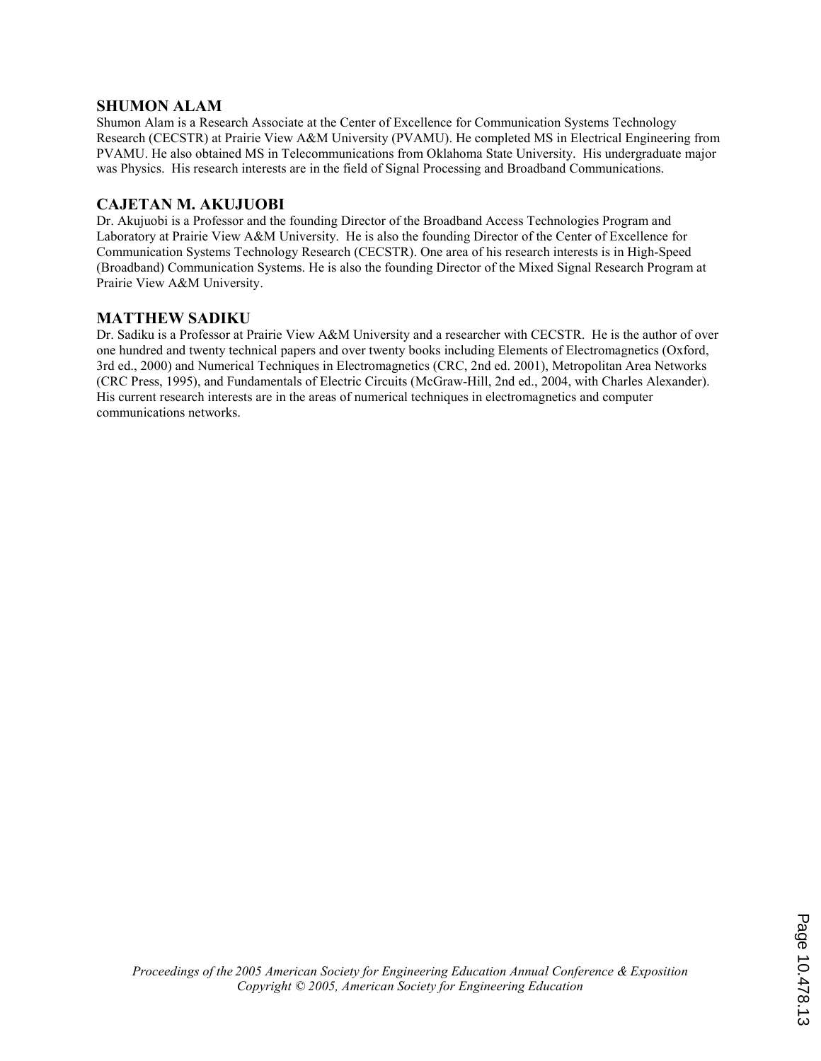### SHUMON ALAM

Shumon Alam is a Research Associate at the Center of Excellence for Communication Systems Technology Research (CECSTR) at Prairie View A&M University (PVAMU). He completed MS in Electrical Engineering from PVAMU. He also obtained MS in Telecommunications from Oklahoma State University. His undergraduate major was Physics. His research interests are in the field of Signal Processing and Broadband Communications.

### CAJETAN M. AKUJUOBI

Dr. Akujuobi is a Professor and the founding Director of the Broadband Access Technologies Program and Laboratory at Prairie View A&M University. He is also the founding Director of the Center of Excellence for Communication Systems Technology Research (CECSTR). One area of his research interests is in High-Speed (Broadband) Communication Systems. He is also the founding Director of the Mixed Signal Research Program at Prairie View A&M University.

### MATTHEW SADIKU

Dr. Sadiku is a Professor at Prairie View A&M University and a researcher with CECSTR. He is the author of over one hundred and twenty technical papers and over twenty books including Elements of Electromagnetics (Oxford, 3rd ed., 2000) and Numerical Techniques in Electromagnetics (CRC, 2nd ed. 2001), Metropolitan Area Networks (CRC Press, 1995), and Fundamentals of Electric Circuits (McGraw-Hill, 2nd ed., 2004, with Charles Alexander). His current research interests are in the areas of numerical techniques in electromagnetics and computer communications networks.